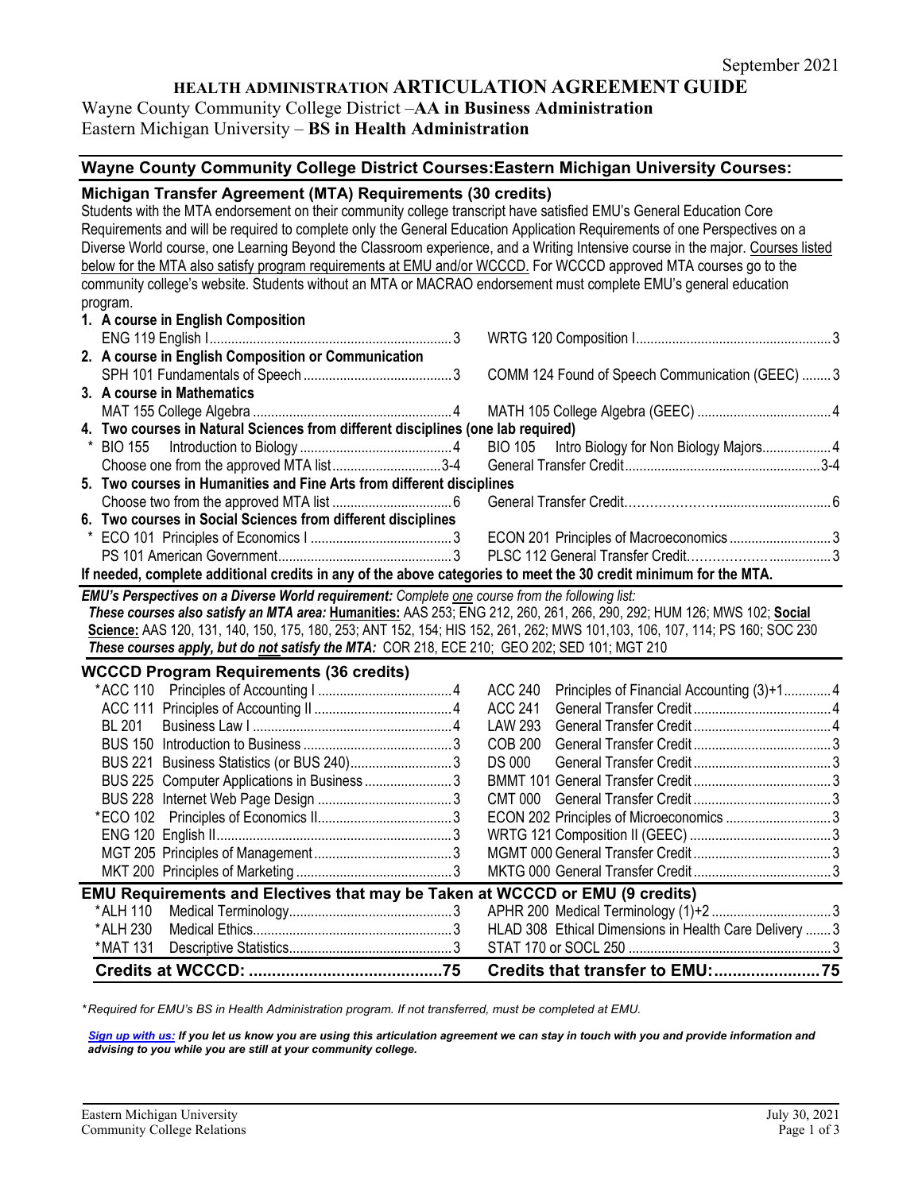September 2021

# HEALTH ADMINISTRATION ARTICULATION AGREEMENT GUIDE

Wayne County Community College District –**AA in Business Administration**
Eastern Michigan University – **BS in Health Administration**

| Wayne County Community College District Courses: | | Eastern Michigan University Courses: | |
|---|---|---|---|
| **Michigan Transfer Agreement (MTA) Requirements (30 credits)** | | | |

Students with the MTA endorsement on their community college transcript have satisfied EMU's General Education Core Requirements and will be required to complete only the General Education Application Requirements of one Perspectives on a Diverse World course, one Learning Beyond the Classroom experience, and a Writing Intensive course in the major. Courses listed below for the MTA also satisfy program requirements at EMU and/or WCCCD. For WCCCD approved MTA courses go to the community college's website. Students without an MTA or MACRAO endorsement must complete EMU's general education program.

| WCCCD Course | Credits | EMU Course | Credits |
|---|---|---|---|
| **1. A course in English Composition** | | | |
| ENG 119 English I | 3 | WRTG 120 Composition I | 3 |
| **2. A course in English Composition or Communication** | | | |
| SPH 101 Fundamentals of Speech | 3 | COMM 124 Found of Speech Communication (GEEC) | 3 |
| **3. A course in Mathematics** | | | |
| MAT 155 College Algebra | 4 | MATH 105 College Algebra (GEEC) | 4 |
| **4. Two courses in Natural Sciences from different disciplines (one lab required)** | | | |
| * BIO 155 Introduction to Biology | 4 | BIO 105 Intro Biology for Non Biology Majors | 4 |
| Choose one from the approved MTA list | 3-4 | General Transfer Credit | 3-4 |
| **5. Two courses in Humanities and Fine Arts from different disciplines** | | | |
| Choose two from the approved MTA list | 6 | General Transfer Credit | 6 |
| **6. Two courses in Social Sciences from different disciplines** | | | |
| * ECO 101 Principles of Economics I | 3 | ECON 201 Principles of Macroeconomics | 3 |
| PS 101 American Government | 3 | PLSC 112 General Transfer Credit | 3 |

**If needed, complete additional credits in any of the above categories to meet the 30 credit minimum for the MTA.**

***EMU's Perspectives on a Diverse World requirement:*** *Complete one course from the following list:*
***These courses also satisfy an MTA area:*** **Humanities:** AAS 253; ENG 212, 260, 261, 266, 290, 292; HUM 126; MWS 102; **Social Science:** AAS 120, 131, 140, 150, 175, 180, 253; ANT 152, 154; HIS 152, 261, 262; MWS 101,103, 106, 107, 114; PS 160; SOC 230
***These courses apply, but do not satisfy the MTA:*** COR 218, ECE 210; GEO 202; SED 101; MGT 210

## WCCCD Program Requirements (36 credits)

| WCCCD Course | Credits | EMU Course | Credits |
|---|---|---|---|
| *ACC 110 Principles of Accounting I | 4 | ACC 240 Principles of Financial Accounting (3)+1 | 4 |
| ACC 111 Principles of Accounting II | 4 | ACC 241 General Transfer Credit | 4 |
| BL 201 Business Law I | 4 | LAW 293 General Transfer Credit | 4 |
| BUS 150 Introduction to Business | 3 | COB 200 General Transfer Credit | 3 |
| BUS 221 Business Statistics (or BUS 240) | 3 | DS 000 General Transfer Credit | 3 |
| BUS 225 Computer Applications in Business | 3 | BMMT 101 General Transfer Credit | 3 |
| BUS 228 Internet Web Page Design | 3 | CMT 000 General Transfer Credit | 3 |
| *ECO 102 Principles of Economics II | 3 | ECON 202 Principles of Microeconomics | 3 |
| ENG 120 English II | 3 | WRTG 121 Composition II (GEEC) | 3 |
| MGT 205 Principles of Management | 3 | MGMT 000 General Transfer Credit | 3 |
| MKT 200 Principles of Marketing | 3 | MKTG 000 General Transfer Credit | 3 |

## EMU Requirements and Electives that may be Taken at WCCCD or EMU (9 credits)

| WCCCD Course | Credits | EMU Course | Credits |
|---|---|---|---|
| *ALH 110 Medical Terminology | 3 | APHR 200 Medical Terminology (1)+2 | 3 |
| *ALH 230 Medical Ethics | 3 | HLAD 308 Ethical Dimensions in Health Care Delivery | 3 |
| *MAT 131 Descriptive Statistics | 3 | STAT 170 or SOCL 250 | 3 |
| **Credits at WCCCD:** | **75** | **Credits that transfer to EMU:** | **75** |

*\*Required for EMU's BS in Health Administration program. If not transferred, must be completed at EMU.*

***Sign up with us:*** ***If you let us know you are using this articulation agreement we can stay in touch with you and provide information and advising to you while you are still at your community college.***

Eastern Michigan University
Community College Relations

July 30, 2021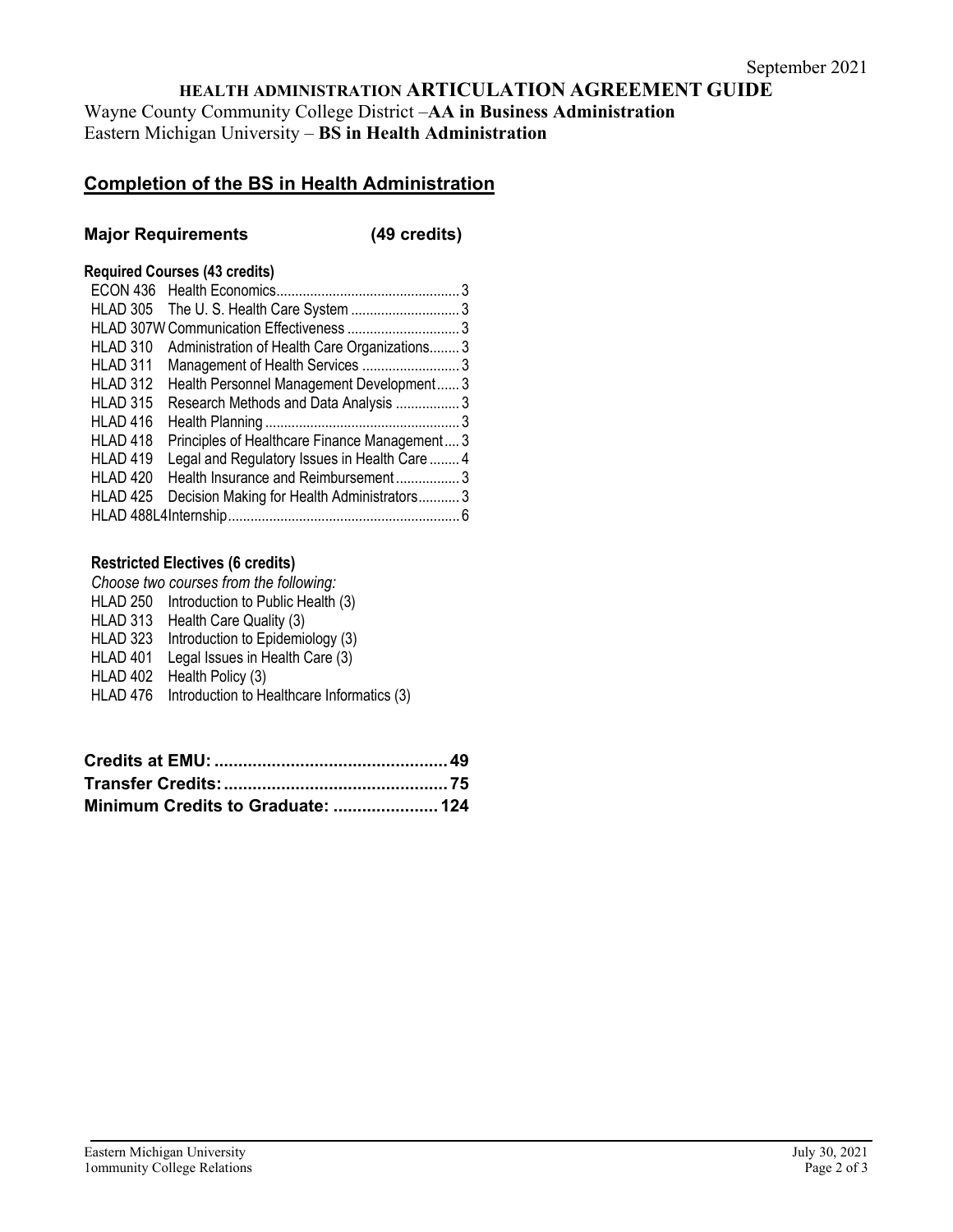September 2021

# HEALTH ADMINISTRATION ARTICULATION AGREEMENT GUIDE

Wayne County Community College District –**AA in Business Administration**
Eastern Michigan University – **BS in Health Administration**

## Completion of the BS in Health Administration

### Major Requirements (49 credits)

**Required Courses (43 credits)**

| Course | Title | Credits |
|---|---|---|
| ECON 436 | Health Economics | 3 |
| HLAD 305 | The U. S. Health Care System | 3 |
| HLAD 307W | Communication Effectiveness | 3 |
| HLAD 310 | Administration of Health Care Organizations | 3 |
| HLAD 311 | Management of Health Services | 3 |
| HLAD 312 | Health Personnel Management Development | 3 |
| HLAD 315 | Research Methods and Data Analysis | 3 |
| HLAD 416 | Health Planning | 3 |
| HLAD 418 | Principles of Healthcare Finance Management | 3 |
| HLAD 419 | Legal and Regulatory Issues in Health Care | 4 |
| HLAD 420 | Health Insurance and Reimbursement | 3 |
| HLAD 425 | Decision Making for Health Administrators | 3 |
| HLAD 488L4 | Internship | 6 |

**Restricted Electives (6 credits)**

*Choose two courses from the following:*

- HLAD 250 Introduction to Public Health (3)
- HLAD 313 Health Care Quality (3)
- HLAD 323 Introduction to Epidemiology (3)
- HLAD 401 Legal Issues in Health Care (3)
- HLAD 402 Health Policy (3)
- HLAD 476 Introduction to Healthcare Informatics (3)

| | |
|---|---|
| **Credits at EMU:** | **49** |
| **Transfer Credits:** | **75** |
| **Minimum Credits to Graduate:** | **124** |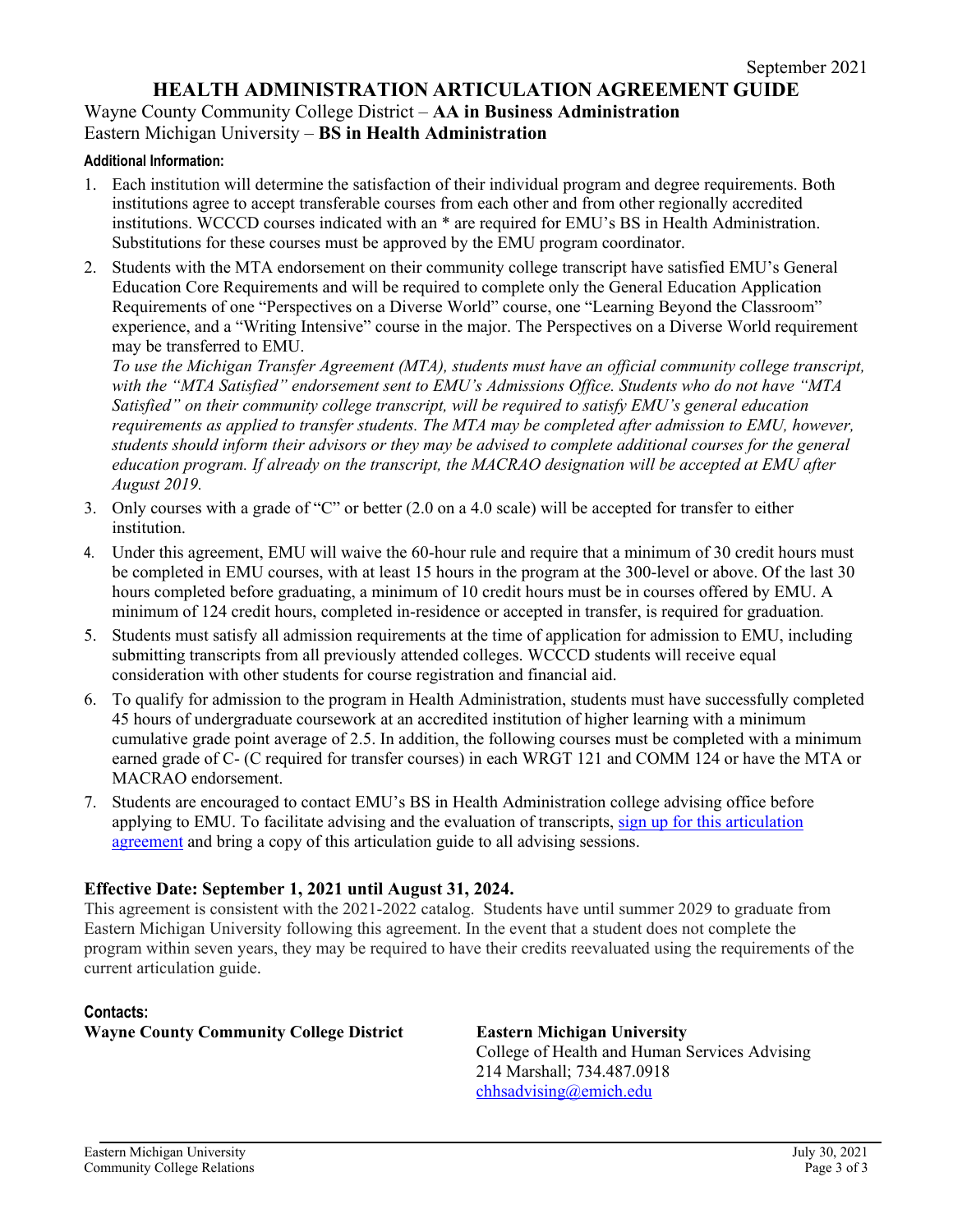September 2021

# HEALTH ADMINISTRATION ARTICULATION AGREEMENT GUIDE

Wayne County Community College District – **AA in Business Administration**
Eastern Michigan University – **BS in Health Administration**

**Additional Information:**

1. Each institution will determine the satisfaction of their individual program and degree requirements. Both institutions agree to accept transferable courses from each other and from other regionally accredited institutions. WCCCD courses indicated with an * are required for EMU's BS in Health Administration. Substitutions for these courses must be approved by the EMU program coordinator.
2. Students with the MTA endorsement on their community college transcript have satisfied EMU's General Education Core Requirements and will be required to complete only the General Education Application Requirements of one "Perspectives on a Diverse World" course, one "Learning Beyond the Classroom" experience, and a "Writing Intensive" course in the major. The Perspectives on a Diverse World requirement may be transferred to EMU.
   *To use the Michigan Transfer Agreement (MTA), students must have an official community college transcript, with the "MTA Satisfied" endorsement sent to EMU's Admissions Office. Students who do not have "MTA Satisfied" on their community college transcript, will be required to satisfy EMU's general education requirements as applied to transfer students. The MTA may be completed after admission to EMU, however, students should inform their advisors or they may be advised to complete additional courses for the general education program. If already on the transcript, the MACRAO designation will be accepted at EMU after August 2019.*
3. Only courses with a grade of "C" or better (2.0 on a 4.0 scale) will be accepted for transfer to either institution.
4. Under this agreement, EMU will waive the 60-hour rule and require that a minimum of 30 credit hours must be completed in EMU courses, with at least 15 hours in the program at the 300-level or above. Of the last 30 hours completed before graduating, a minimum of 10 credit hours must be in courses offered by EMU. A minimum of 124 credit hours, completed in-residence or accepted in transfer, is required for graduation.
5. Students must satisfy all admission requirements at the time of application for admission to EMU, including submitting transcripts from all previously attended colleges. WCCCD students will receive equal consideration with other students for course registration and financial aid.
6. To qualify for admission to the program in Health Administration, students must have successfully completed 45 hours of undergraduate coursework at an accredited institution of higher learning with a minimum cumulative grade point average of 2.5. In addition, the following courses must be completed with a minimum earned grade of C- (C required for transfer courses) in each WRGT 121 and COMM 124 or have the MTA or MACRAO endorsement.
7. Students are encouraged to contact EMU's BS in Health Administration college advising office before applying to EMU. To facilitate advising and the evaluation of transcripts, sign up for this articulation agreement and bring a copy of this articulation guide to all advising sessions.

## Effective Date: September 1, 2021 until August 31, 2024.

This agreement is consistent with the 2021-2022 catalog. Students have until summer 2029 to graduate from Eastern Michigan University following this agreement. In the event that a student does not complete the program within seven years, they may be required to have their credits reevaluated using the requirements of the current articulation guide.

**Contacts:**

**Wayne County Community College District**

**Eastern Michigan University**
College of Health and Human Services Advising
214 Marshall; 734.487.0918
chhsadvising@emich.edu

Eastern Michigan University
Community College Relations

July 30, 2021